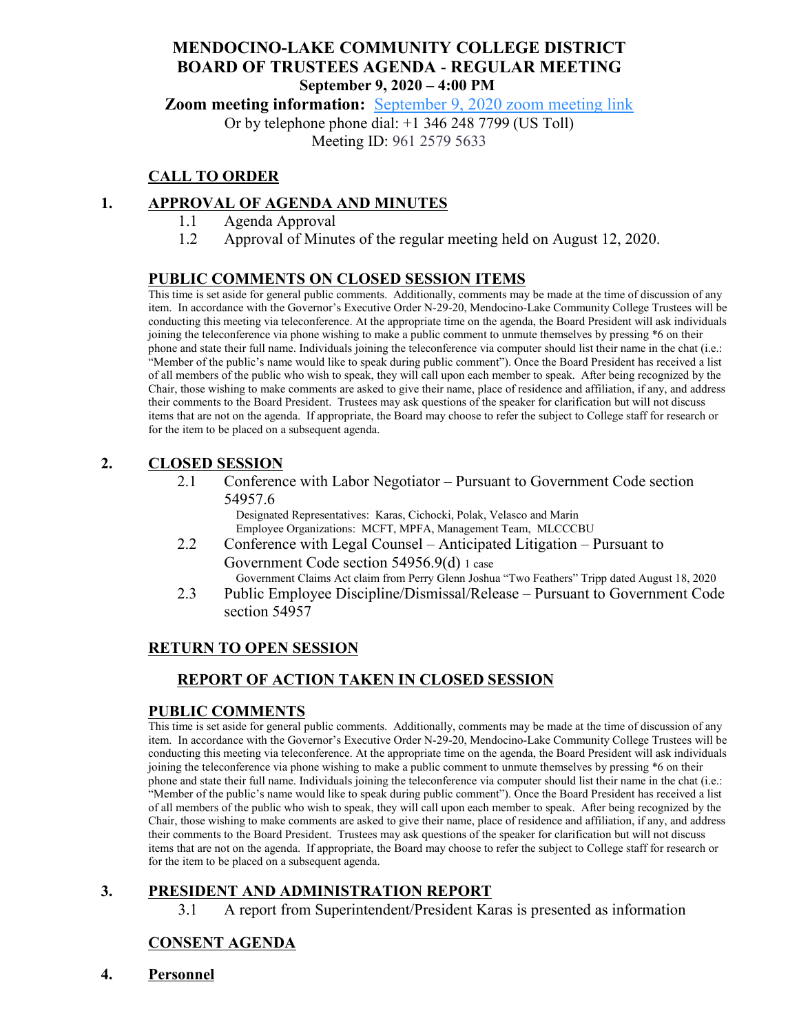# MENDOCINO-LAKE COMMUNITY COLLEGE DISTRICT
# BOARD OF TRUSTEES AGENDA - REGULAR MEETING
**September 9, 2020 – 4:00 PM**

**Zoom meeting information:** September 9, 2020 zoom meeting link
Or by telephone phone dial: +1 346 248 7799 (US Toll)
Meeting ID: 961 2579 5633

## CALL TO ORDER

## 1. APPROVAL OF AGENDA AND MINUTES

1.1 Agenda Approval

1.2 Approval of Minutes of the regular meeting held on August 12, 2020.

## PUBLIC COMMENTS ON CLOSED SESSION ITEMS

This time is set aside for general public comments. Additionally, comments may be made at the time of discussion of any item. In accordance with the Governor's Executive Order N-29-20, Mendocino-Lake Community College Trustees will be conducting this meeting via teleconference. At the appropriate time on the agenda, the Board President will ask individuals joining the teleconference via phone wishing to make a public comment to unmute themselves by pressing *6 on their phone and state their full name. Individuals joining the teleconference via computer should list their name in the chat (i.e.: "Member of the public's name would like to speak during public comment"). Once the Board President has received a list of all members of the public who wish to speak, they will call upon each member to speak. After being recognized by the Chair, those wishing to make comments are asked to give their name, place of residence and affiliation, if any, and address their comments to the Board President. Trustees may ask questions of the speaker for clarification but will not discuss items that are not on the agenda. If appropriate, the Board may choose to refer the subject to College staff for research or for the item to be placed on a subsequent agenda.

## 2. CLOSED SESSION

2.1 Conference with Labor Negotiator – Pursuant to Government Code section 54957.6
Designated Representatives: Karas, Cichocki, Polak, Velasco and Marin
Employee Organizations: MCFT, MPFA, Management Team, MLCCCBU

2.2 Conference with Legal Counsel – Anticipated Litigation – Pursuant to Government Code section 54956.9(d) 1 case
Government Claims Act claim from Perry Glenn Joshua "Two Feathers" Tripp dated August 18, 2020

2.3 Public Employee Discipline/Dismissal/Release – Pursuant to Government Code section 54957

## RETURN TO OPEN SESSION

## REPORT OF ACTION TAKEN IN CLOSED SESSION

## PUBLIC COMMENTS

This time is set aside for general public comments. Additionally, comments may be made at the time of discussion of any item. In accordance with the Governor's Executive Order N-29-20, Mendocino-Lake Community College Trustees will be conducting this meeting via teleconference. At the appropriate time on the agenda, the Board President will ask individuals joining the teleconference via phone wishing to make a public comment to unmute themselves by pressing *6 on their phone and state their full name. Individuals joining the teleconference via computer should list their name in the chat (i.e.: "Member of the public's name would like to speak during public comment"). Once the Board President has received a list of all members of the public who wish to speak, they will call upon each member to speak. After being recognized by the Chair, those wishing to make comments are asked to give their name, place of residence and affiliation, if any, and address their comments to the Board President. Trustees may ask questions of the speaker for clarification but will not discuss items that are not on the agenda. If appropriate, the Board may choose to refer the subject to College staff for research or for the item to be placed on a subsequent agenda.

## 3. PRESIDENT AND ADMINISTRATION REPORT

3.1 A report from Superintendent/President Karas is presented as information

## CONSENT AGENDA

## 4. Personnel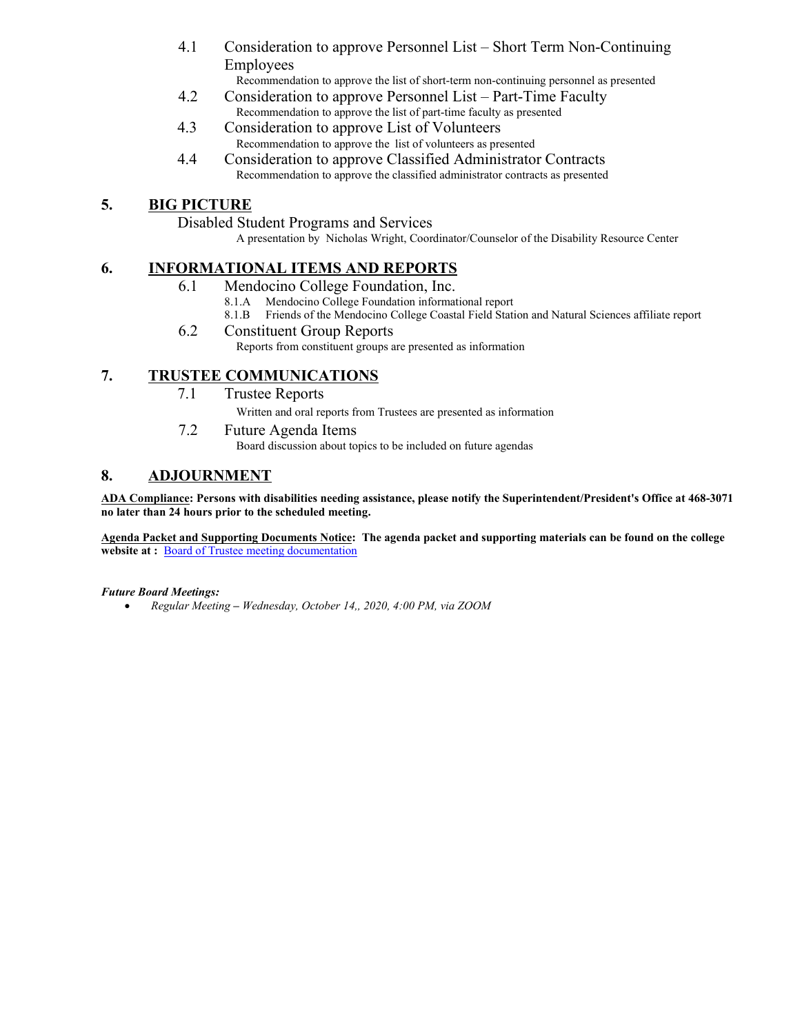4.1 Consideration to approve Personnel List – Short Term Non-Continuing Employees

Recommendation to approve the list of short-term non-continuing personnel as presented

4.2 Consideration to approve Personnel List – Part-Time Faculty

Recommendation to approve the list of part-time faculty as presented

4.3 Consideration to approve List of Volunteers

Recommendation to approve the list of volunteers as presented

4.4 Consideration to approve Classified Administrator Contracts

Recommendation to approve the classified administrator contracts as presented

## 5. BIG PICTURE

Disabled Student Programs and Services

A presentation by Nicholas Wright, Coordinator/Counselor of the Disability Resource Center

## 6. INFORMATIONAL ITEMS AND REPORTS

6.1 Mendocino College Foundation, Inc.

8.1.A Mendocino College Foundation informational report

8.1.B Friends of the Mendocino College Coastal Field Station and Natural Sciences affiliate report

6.2 Constituent Group Reports

Reports from constituent groups are presented as information

## 7. TRUSTEE COMMUNICATIONS

7.1 Trustee Reports

Written and oral reports from Trustees are presented as information

7.2 Future Agenda Items

Board discussion about topics to be included on future agendas

## 8. ADJOURNMENT

**ADA Compliance: Persons with disabilities needing assistance, please notify the Superintendent/President's Office at 468-3071 no later than 24 hours prior to the scheduled meeting.**

**Agenda Packet and Supporting Documents Notice: The agenda packet and supporting materials can be found on the college website at :** Board of Trustee meeting documentation

***Future Board Meetings:***

- *Regular Meeting – Wednesday, October 14,, 2020, 4:00 PM, via ZOOM*